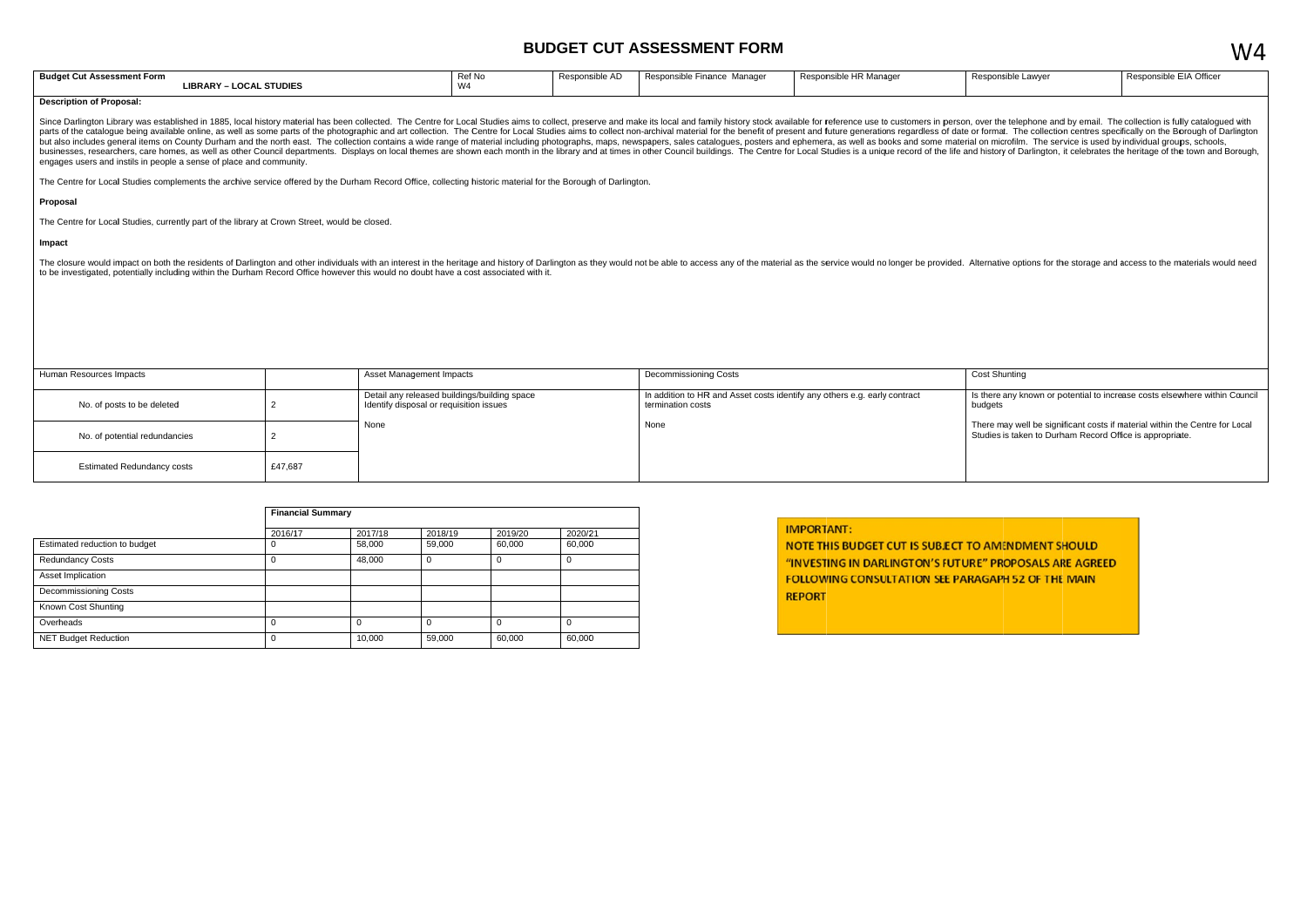# BUDGET CUT ASSESSMENT FORM

W4

| Budget Cut Assessment Form LIBRARY – LOCAL STUDIES | Ref No W4 | Responsible AD | Responsible Finance Manager | Responsible HR Manager | Responsible Lawyer | Responsible EIA Officer |
|---|---|---|---|---|---|---|

**Description of Proposal:**

Since Darlington Library was established in 1885, local history material has been collected. The Centre for Local Studies aims to collect, preserve and make its local and family history stock available for reference use to customers in person, over the telephone and by email. The collection is fully catalogued with parts of the catalogue being available online, as well as some parts of the photographic and art collection. The Centre for Local Studies aims to collect non-archival material for the benefit of present and future generations regardless of date or format. The collection centres specifically on the Borough of Darlington but also includes general items on County Durham and the north east. The collection contains a wide range of material including photographs, maps, newspapers, sales catalogues, posters and ephemera, as well as books and some material on microfilm. The service is used by individual groups, schools, businesses, researchers, care homes, as well as other Council departments. Displays on local themes are shown each month in the library and at times in other Council buildings. The Centre for Local Studies is a unique record of the life and history of Darlington, it celebrates the heritage of the town and Borough, engages users and instils in people a sense of place and community.

The Centre for Local Studies complements the archive service offered by the Durham Record Office, collecting historic material for the Borough of Darlington.

**Proposal**

The Centre for Local Studies, currently part of the library at Crown Street, would be closed.

**Impact**

The closure would impact on both the residents of Darlington and other individuals with an interest in the heritage and history of Darlington as they would not be able to access any of the material as the service would no longer be provided. Alternative options for the storage and access to the materials would need to be investigated, potentially including within the Durham Record Office however this would no doubt have a cost associated with it.

| Human Resources Impacts | | Asset Management Impacts | Decommissioning Costs | Cost Shunting |
|---|---|---|---|---|
| No. of posts to be deleted | 2 | Detail any released buildings/building space Identify disposal or requisition issues | In addition to HR and Asset costs identify any others e.g. early contract termination costs | Is there any known or potential to increase costs elsewhere within Council budgets |
| No. of potential redundancies | 2 | None | None | There may well be significant costs if material within the Centre for Local Studies is taken to Durham Record Office is appropriate. |
| Estimated Redundancy costs | £47,687 | | | |

| | Financial Summary | | | | |
|---|---|---|---|---|---|
| | 2016/17 | 2017/18 | 2018/19 | 2019/20 | 2020/21 |
| Estimated reduction to budget | 0 | 58,000 | 59,000 | 60,000 | 60,000 |
| Redundancy Costs | 0 | 48,000 | 0 | 0 | 0 |
| Asset Implication | | | | | |
| Decommissioning Costs | | | | | |
| Known Cost Shunting | | | | | |
| Overheads | 0 | 0 | 0 | 0 | 0 |
| NET Budget Reduction | 0 | 10,000 | 59,000 | 60,000 | 60,000 |

**IMPORTANT:**
**NOTE THIS BUDGET CUT IS SUBJECT TO AMENDMENT SHOULD "INVESTING IN DARLINGTON'S FUTURE" PROPOSALS ARE AGREED FOLLOWING CONSULTATION SEE PARAGAPH 52 OF THE MAIN REPORT**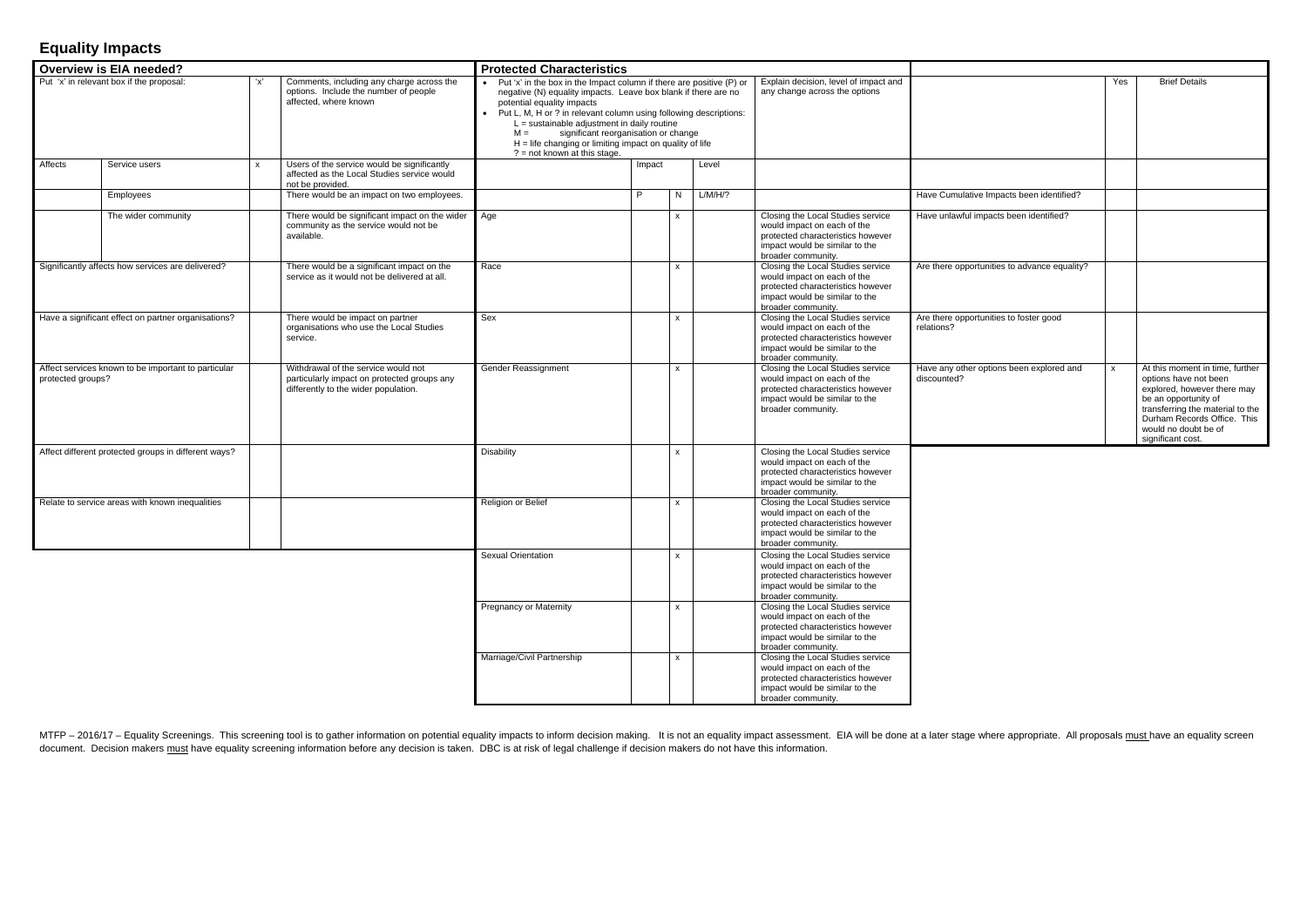## Equality Impacts

| Overview is EIA needed? | | | | Protected Characteristics | | | | | | | |
|---|---|---|---|---|---|---|---|---|---|---|---|
| Put 'x' in relevant box if the proposal: | | 'x' | Comments, including any charge across the options. Include the number of people affected, where known | • Put 'x' in the box in the Impact column if there are positive (P) or negative (N) equality impacts. Leave box blank if there are no potential equality impacts<br>• Put L, M, H or ? in relevant column using following descriptions:<br>L = sustainable adjustment in daily routine<br>M = significant reorganisation or change<br>H = life changing or limiting impact on quality of life<br>? = not known at this stage. | | | | Explain decision, level of impact and any change across the options | | Yes | Brief Details |
| Affects | Service users | x | Users of the service would be significantly affected as the Local Studies service would not be provided. | | Impact | | Level | | | | |
| | Employees | | There would be an impact on two employees. | | P | N | L/M/H/? | | Have Cumulative Impacts been identified? | | |
| | The wider community | | There would be significant impact on the wider community as the service would not be available. | Age | | x | | Closing the Local Studies service would impact on each of the protected characteristics however impact would be similar to the broader community. | Have unlawful impacts been identified? | | |
| Significantly affects how services are delivered? | | | There would be a significant impact on the service as it would not be delivered at all. | Race | | x | | Closing the Local Studies service would impact on each of the protected characteristics however impact would be similar to the broader community. | Are there opportunities to advance equality? | | |
| Have a significant effect on partner organisations? | | | There would be impact on partner organisations who use the Local Studies service. | Sex | | x | | Closing the Local Studies service would impact on each of the protected characteristics however impact would be similar to the broader community. | Are there opportunities to foster good relations? | | |
| Affect services known to be important to particular protected groups? | | | Withdrawal of the service would not particularly impact on protected groups any differently to the wider population. | Gender Reassignment | | x | | Closing the Local Studies service would impact on each of the protected characteristics however impact would be similar to the broader community. | Have any other options been explored and discounted? | x | At this moment in time, further options have not been explored, however there may be an opportunity of transferring the material to the Durham Records Office. This would no doubt be of significant cost. |
| Affect different protected groups in different ways? | | | | Disability | | x | | Closing the Local Studies service would impact on each of the protected characteristics however impact would be similar to the broader community. | | | |
| Relate to service areas with known inequalities | | | | Religion or Belief | | x | | Closing the Local Studies service would impact on each of the protected characteristics however impact would be similar to the broader community. | | | |
| | | | | Sexual Orientation | | x | | Closing the Local Studies service would impact on each of the protected characteristics however impact would be similar to the broader community. | | | |
| | | | | Pregnancy or Maternity | | x | | Closing the Local Studies service would impact on each of the protected characteristics however impact would be similar to the broader community. | | | |
| | | | | Marriage/Civil Partnership | | x | | Closing the Local Studies service would impact on each of the protected characteristics however impact would be similar to the broader community. | | | |

MTFP – 2016/17 – Equality Screenings. This screening tool is to gather information on potential equality impacts to inform decision making. It is not an equality impact assessment. EIA will be done at a later stage where appropriate. All proposals must have an equality screen document. Decision makers must have equality screening information before any decision is taken. DBC is at risk of legal challenge if decision makers do not have this information.